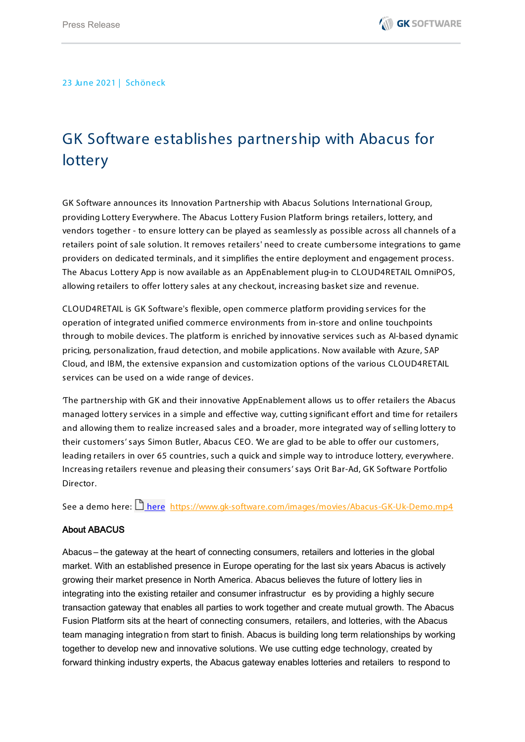23 June 2021 | Schöneck

# GK Software establishes partnership with Abacus for lottery

GK Software announces its Innovation Partnership with Abacus Solutions International Group, providing Lottery Everywhere. The Abacus Lottery Fusion Platform brings retailers, lottery, and vendors together - to ensure lottery can be played as seamlessly as possible across all channels of a retailers point of sale solution. It removes retailers' need to create cumbersome integrations to game providers on dedicated terminals, and it simplifies the entire deployment and engagement process. The Abacus Lottery App is now available as an AppEnablement plug-in to CLOUD4RETAIL OmniPOS, allowing retailers to offer lottery sales at any checkout, increasing basket size and revenue.

CLOUD4RETAIL is GK Software's flexible, open commerce platform providing services for the operation of integrated unified commerce environments from in-store and online touchpoints through to mobile devices. The platform is enriched by innovative services such as AI-based dynamic pricing, personalization, fraud detection, and mobile applications. Now available with Azure, SAP Cloud, and IBM, the extensive expansion and customization options of the various CLOUD4RETAIL services can be used on a wide range of devices.

'The partnership with GK and their innovative AppEnablement allows us to offer retailers the Abacus managed lottery services in a simple and effective way, cutting significant effort and time for retailers and allowing them to realize increased sales and a broader, more integrated way of selling lottery to their customers' says Simon Butler, Abacus CEO. 'We are glad to be able to offer our customers, leading retailers in over 65 countries, such a quick and simple way to introduce lottery, everywhere. Increasing retailers revenue and pleasing their consumers' says Orit Bar-Ad, GK Software Portfolio Director.

See a demo here: here https://www.gk-software.com/images/movies/Abacus-GK-Uk-Demo.mp4

**About ABACUS**

Abacus – the gateway at the heart of connecting consumers, retailers and lotteries in the global market. With an established presence in Europe operating for the last six years Abacus is actively growing their market presence in North America. Abacus believes the future of lottery lies in integrating into the existing retailer and consumer infrastructures by providing a highly secure transaction gateway that enables all parties to work together and create mutual growth. The Abacus Fusion Platform sits at the heart of connecting consumers, retailers, and lotteries, with the Abacus team managing integration from start to finish. Abacus is building long term relationships by working together to develop new and innovative solutions. We use cutting edge technology, created by forward thinking industry experts, the Abacus gateway enables lotteries and retailers to respond to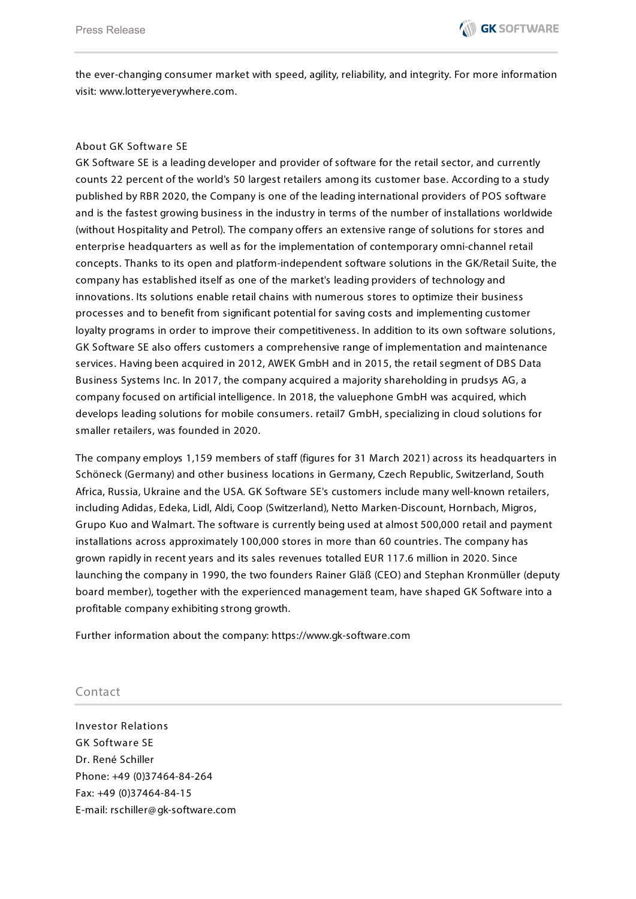the ever-changing consumer market with speed, agility, reliability, and integrity. For more information visit: www.lotteryeverywhere.com.

## About GK Software SE

GK Software SE is a leading developer and provider of software for the retail sector, and currently counts 22 percent of the world's 50 largest retailers among its customer base. According to a study published by RBR 2020, the Company is one of the leading international providers of POS software and is the fastest growing business in the industry in terms of the number of installations worldwide (without Hospitality and Petrol). The company offers an extensive range of solutions for stores and enterprise headquarters as well as for the implementation of contemporary omni-channel retail concepts. Thanks to its open and platform-independent software solutions in the GK/Retail Suite, the company has established itself as one of the market's leading providers of technology and innovations. Its solutions enable retail chains with numerous stores to optimize their business processes and to benefit from significant potential for saving costs and implementing customer loyalty programs in order to improve their competitiveness. In addition to its own software solutions, GK Software SE also offers customers a comprehensive range of implementation and maintenance services. Having been acquired in 2012, AWEK GmbH and in 2015, the retail segment of DBS Data Business Systems Inc. In 2017, the company acquired a majority shareholding in prudsys AG, a company focused on artificial intelligence. In 2018, the valuephone GmbH was acquired, which develops leading solutions for mobile consumers. retail7 GmbH, specializing in cloud solutions for smaller retailers, was founded in 2020.

The company employs 1,159 members of staff (figures for 31 March 2021) across its headquarters in Schöneck (Germany) and other business locations in Germany, Czech Republic, Switzerland, South Africa, Russia, Ukraine and the USA. GK Software SE's customers include many well-known retailers, including Adidas, Edeka, Lidl, Aldi, Coop (Switzerland), Netto Marken-Discount, Hornbach, Migros, Grupo Kuo and Walmart. The software is currently being used at almost 500,000 retail and payment installations across approximately 100,000 stores in more than 60 countries. The company has grown rapidly in recent years and its sales revenues totalled EUR 117.6 million in 2020. Since launching the company in 1990, the two founders Rainer Gläß (CEO) and Stephan Kronmüller (deputy board member), together with the experienced management team, have shaped GK Software into a profitable company exhibiting strong growth.

Further information about the company: https://www.gk-software.com

## Contact

Investor Relations
GK Software SE
Dr. René Schiller
Phone: +49 (0)37464-84-264
Fax: +49 (0)37464-84-15
E-mail: rschiller@gk-software.com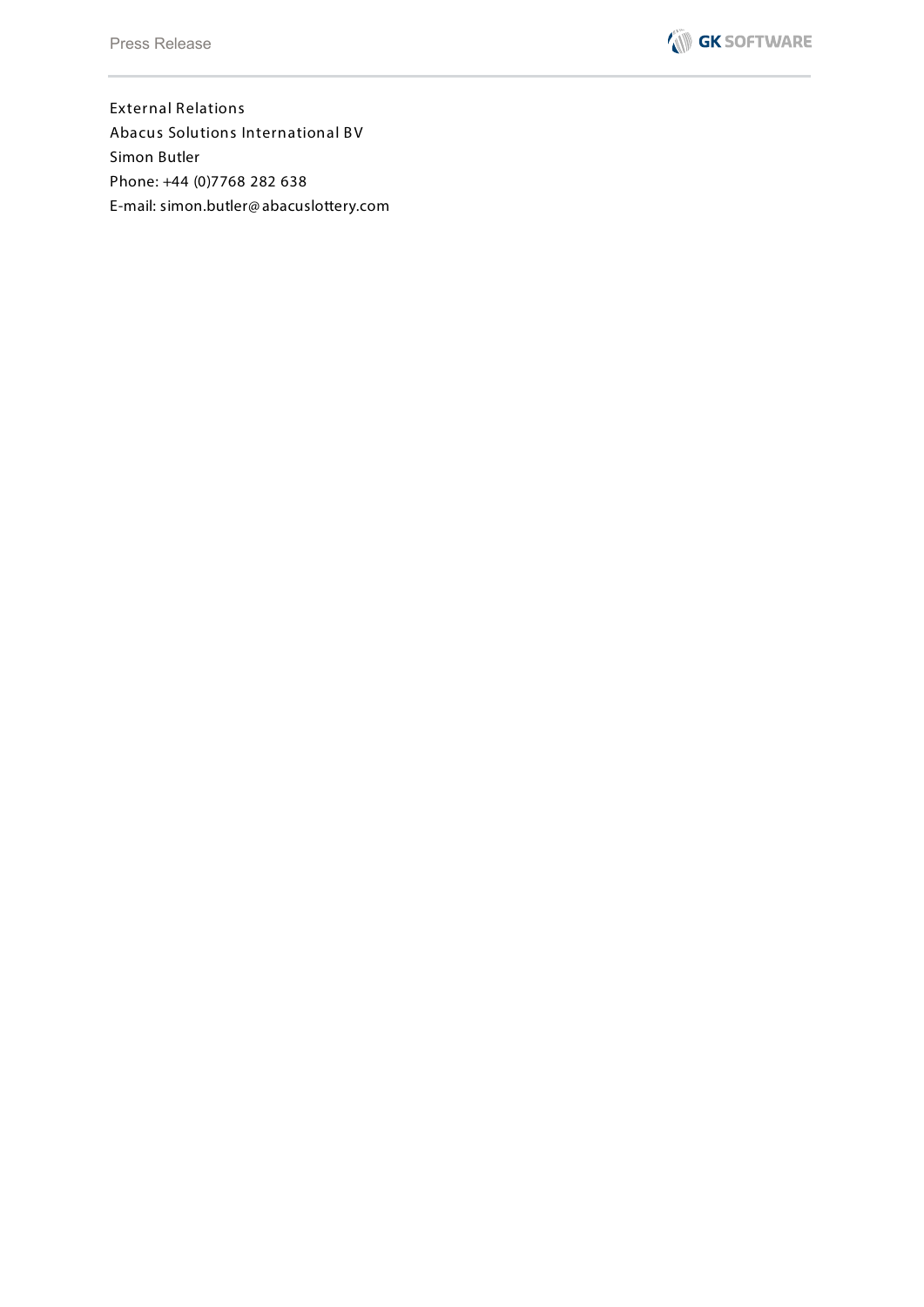External Relations
Abacus Solutions International BV
Simon Butler
Phone: +44 (0)7768 282 638
E-mail: simon.butler@abacuslottery.com